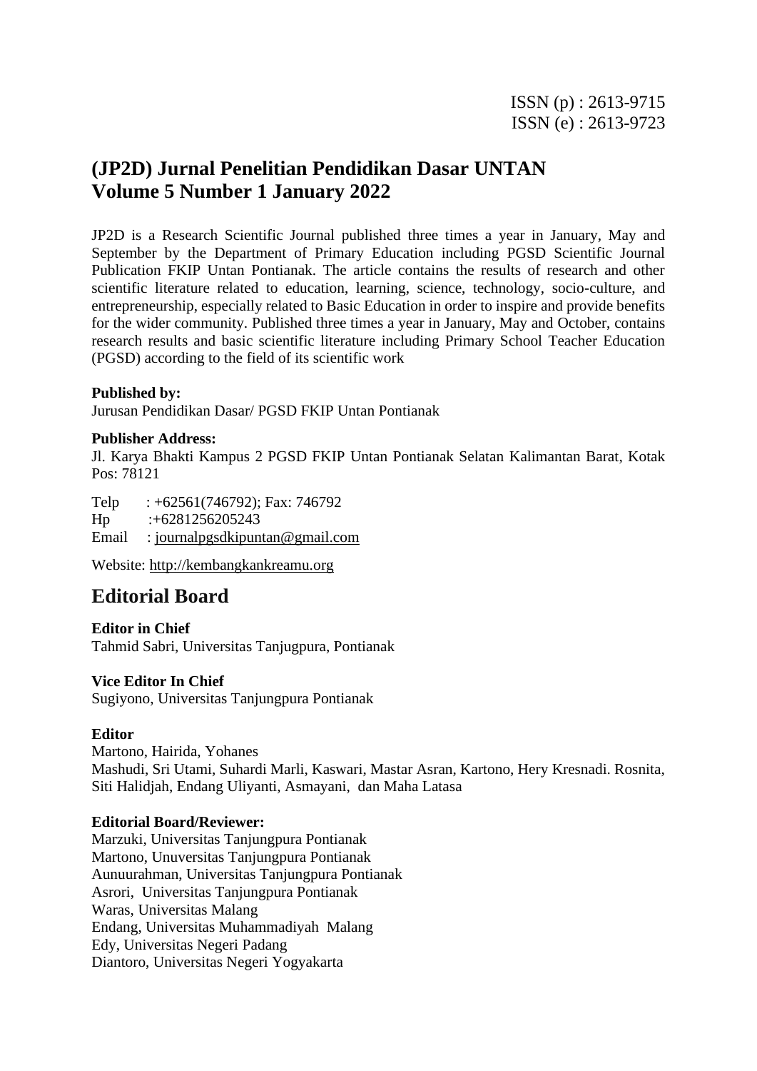ISSN (p) : 2613-9715
ISSN (e) : 2613-9723

# (JP2D) Jurnal Penelitian Pendidikan Dasar UNTAN
# Volume 5 Number 1 January 2022

JP2D is a Research Scientific Journal published three times a year in January, May and September by the Department of Primary Education including PGSD Scientific Journal Publication FKIP Untan Pontianak. The article contains the results of research and other scientific literature related to education, learning, science, technology, socio-culture, and entrepreneurship, especially related to Basic Education in order to inspire and provide benefits for the wider community. Published three times a year in January, May and October, contains research results and basic scientific literature including Primary School Teacher Education (PGSD) according to the field of its scientific work

**Published by:**
Jurusan Pendidikan Dasar/ PGSD FKIP Untan Pontianak

**Publisher Address:**
Jl. Karya Bhakti Kampus 2 PGSD FKIP Untan Pontianak Selatan Kalimantan Barat, Kotak Pos: 78121

Telp : +62561(746792); Fax: 746792
Hp :+6281256205243
Email : journalpgsdkipuntan@gmail.com

Website: http://kembangkankreamu.org

## Editorial Board

**Editor in Chief**
Tahmid Sabri, Universitas Tanjugpura, Pontianak

**Vice Editor In Chief**
Sugiyono, Universitas Tanjungpura Pontianak

**Editor**
Martono, Hairida, Yohanes
Mashudi, Sri Utami, Suhardi Marli, Kaswari, Mastar Asran, Kartono, Hery Kresnadi. Rosnita, Siti Halidjah, Endang Uliyanti, Asmayani, dan Maha Latasa

**Editorial Board/Reviewer:**
Marzuki, Universitas Tanjungpura Pontianak
Martono, Unuversitas Tanjungpura Pontianak
Aunuurahman, Universitas Tanjungpura Pontianak
Asrori, Universitas Tanjungpura Pontianak
Waras, Universitas Malang
Endang, Universitas Muhammadiyah Malang
Edy, Universitas Negeri Padang
Diantoro, Universitas Negeri Yogyakarta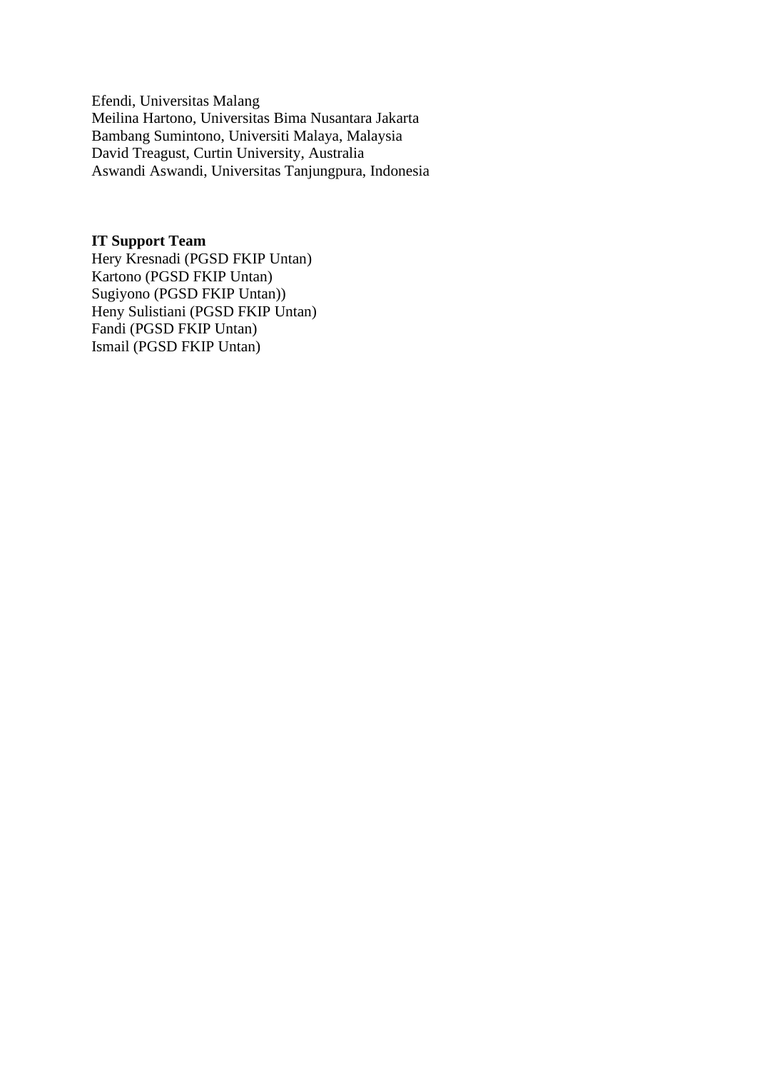Efendi, Universitas Malang
Meilina Hartono, Universitas Bima Nusantara Jakarta
Bambang Sumintono, Universiti Malaya, Malaysia
David Treagust, Curtin University, Australia
Aswandi Aswandi, Universitas Tanjungpura, Indonesia

**IT Support Team**
Hery Kresnadi (PGSD FKIP Untan)
Kartono (PGSD FKIP Untan)
Sugiyono (PGSD FKIP Untan))
Heny Sulistiani (PGSD FKIP Untan)
Fandi (PGSD FKIP Untan)
Ismail (PGSD FKIP Untan)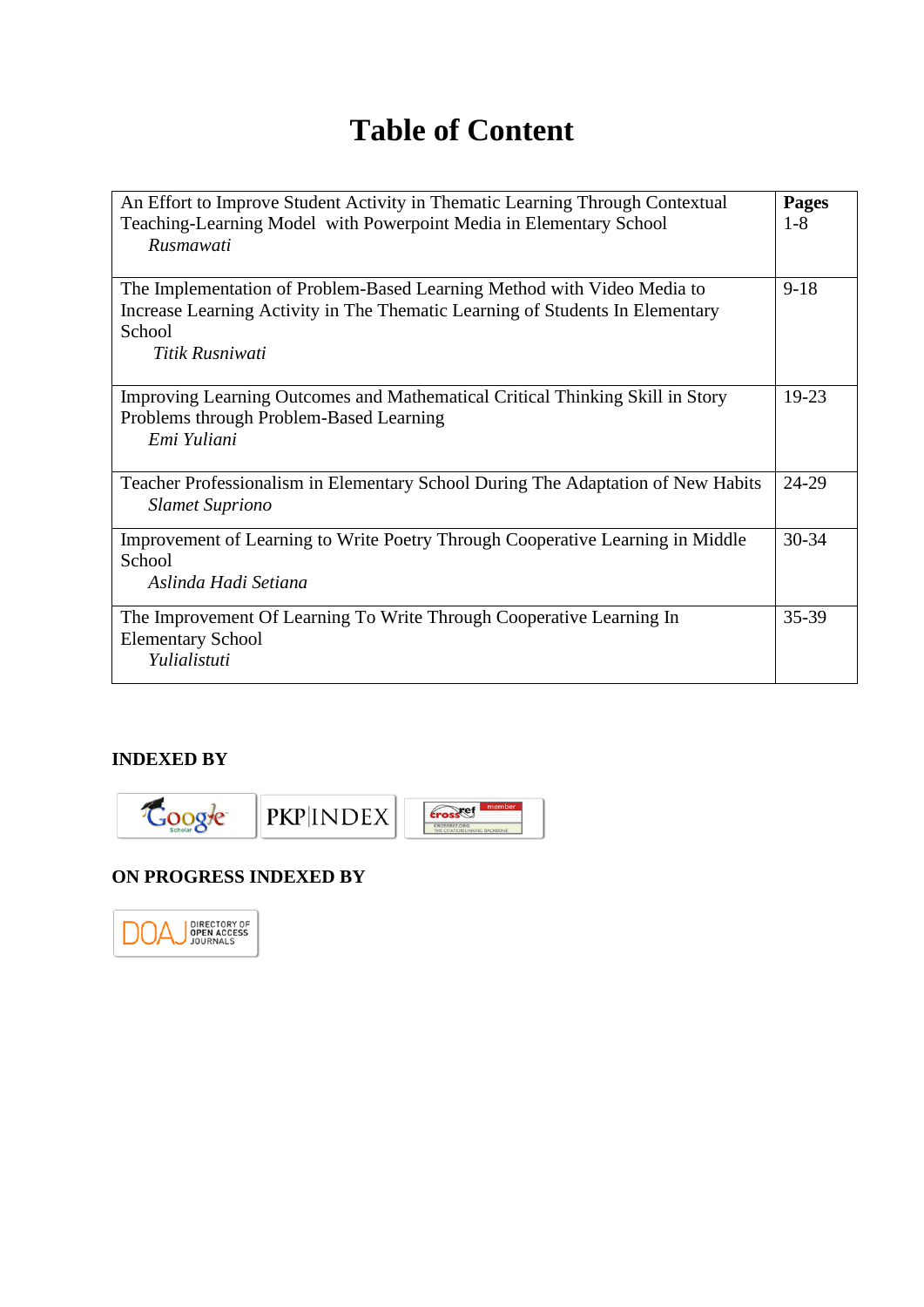# Table of Content

| | |
|---|---|
| An Effort to Improve Student Activity in Thematic Learning Through Contextual Teaching-Learning Model with Powerpoint Media in Elementary School<br>*Rusmawati* | **Pages**<br>1-8 |
| The Implementation of Problem-Based Learning Method with Video Media to Increase Learning Activity in The Thematic Learning of Students In Elementary School<br>*Titik Rusniwati* | 9-18 |
| Improving Learning Outcomes and Mathematical Critical Thinking Skill in Story Problems through Problem-Based Learning<br>*Emi Yuliani* | 19-23 |
| Teacher Professionalism in Elementary School During The Adaptation of New Habits<br>*Slamet Supriono* | 24-29 |
| Improvement of Learning to Write Poetry Through Cooperative Learning in Middle School<br>*Aslinda Hadi Setiana* | 30-34 |
| The Improvement Of Learning To Write Through Cooperative Learning In Elementary School<br>*Yulialistuti* | 35-39 |

**INDEXED BY**

Google Scholar | PKP|INDEX | Crossref member

**ON PROGRESS INDEXED BY**

DOAJ DIRECTORY OF OPEN ACCESS JOURNALS